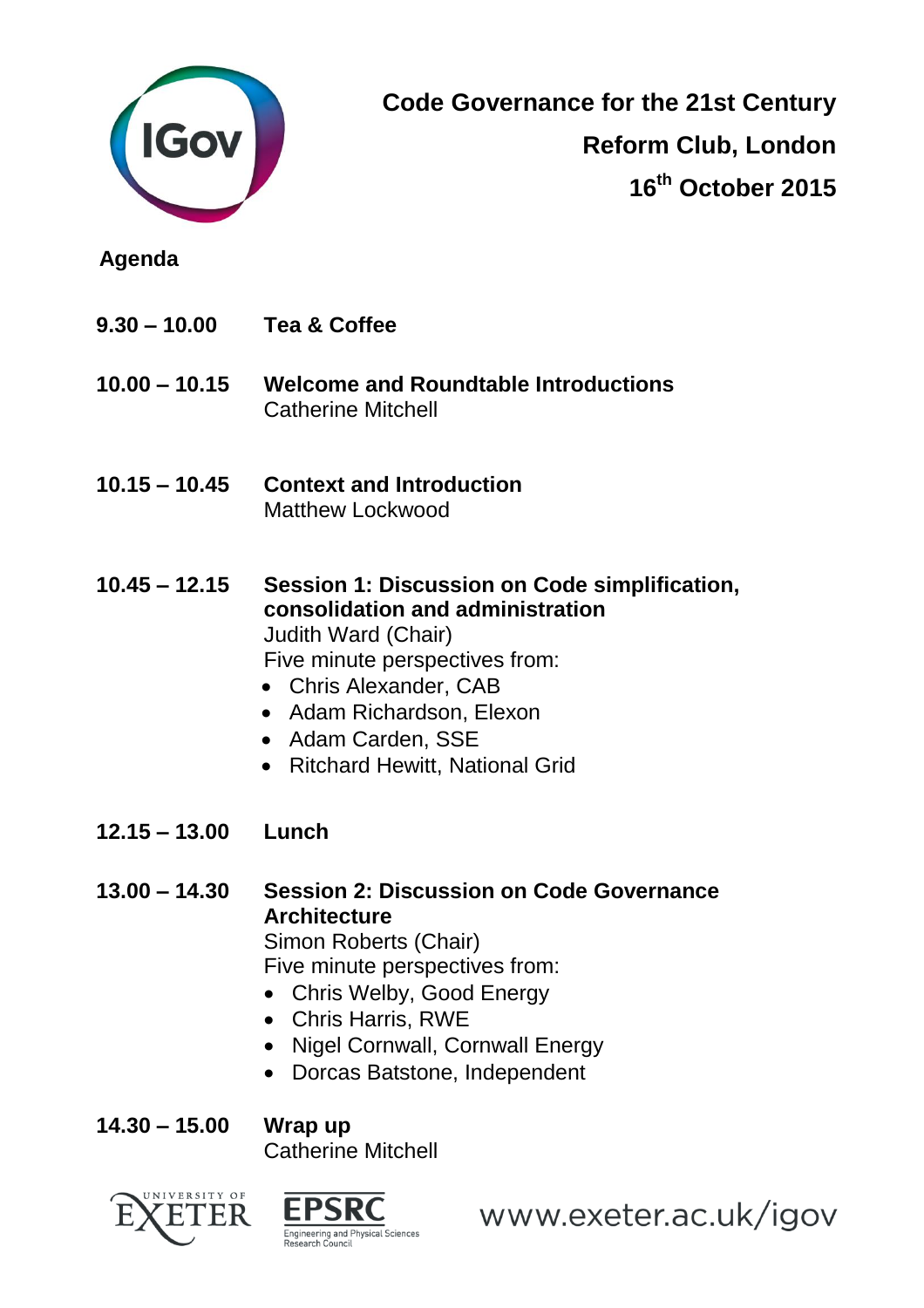IGov

# Code Governance for the 21st Century

**Reform Club, London**

**16th October 2015**

## Agenda

**9.30 – 10.00** **Tea & Coffee**

**10.00 – 10.15** **Welcome and Roundtable Introductions**
Catherine Mitchell

**10.15 – 10.45** **Context and Introduction**
Matthew Lockwood

**10.45 – 12.15** **Session 1: Discussion on Code simplification, consolidation and administration**
Judith Ward (Chair)
Five minute perspectives from:

- Chris Alexander, CAB
- Adam Richardson, Elexon
- Adam Carden, SSE
- Ritchard Hewitt, National Grid

**12.15 – 13.00** **Lunch**

**13.00 – 14.30** **Session 2: Discussion on Code Governance Architecture**
Simon Roberts (Chair)
Five minute perspectives from:

- Chris Welby, Good Energy
- Chris Harris, RWE
- Nigel Cornwall, Cornwall Energy
- Dorcas Batstone, Independent

**14.30 – 15.00** **Wrap up**
Catherine Mitchell

University of Exeter | EPSRC Engineering and Physical Sciences Research Council | www.exeter.ac.uk/igov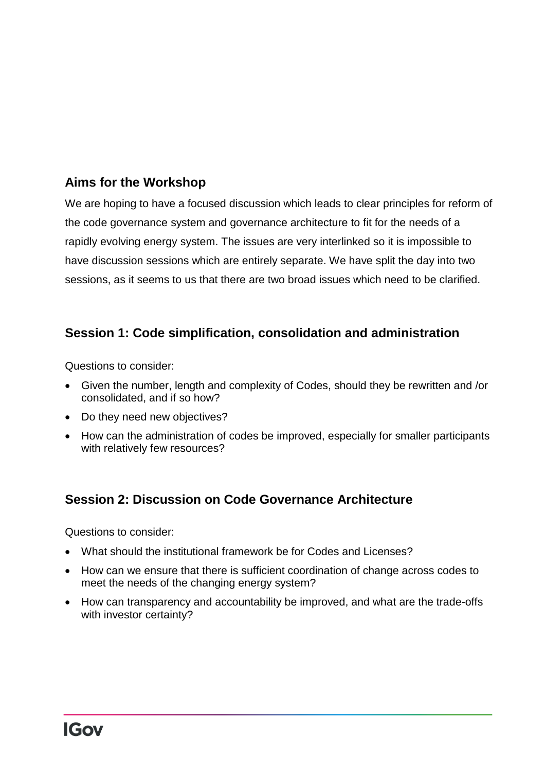## Aims for the Workshop

We are hoping to have a focused discussion which leads to clear principles for reform of the code governance system and governance architecture to fit for the needs of a rapidly evolving energy system. The issues are very interlinked so it is impossible to have discussion sessions which are entirely separate. We have split the day into two sessions, as it seems to us that there are two broad issues which need to be clarified.

## Session 1: Code simplification, consolidation and administration

Questions to consider:

- Given the number, length and complexity of Codes, should they be rewritten and /or consolidated, and if so how?
- Do they need new objectives?
- How can the administration of codes be improved, especially for smaller participants with relatively few resources?

## Session 2: Discussion on Code Governance Architecture

Questions to consider:

- What should the institutional framework be for Codes and Licenses?
- How can we ensure that there is sufficient coordination of change across codes to meet the needs of the changing energy system?
- How can transparency and accountability be improved, and what are the trade-offs with investor certainty?